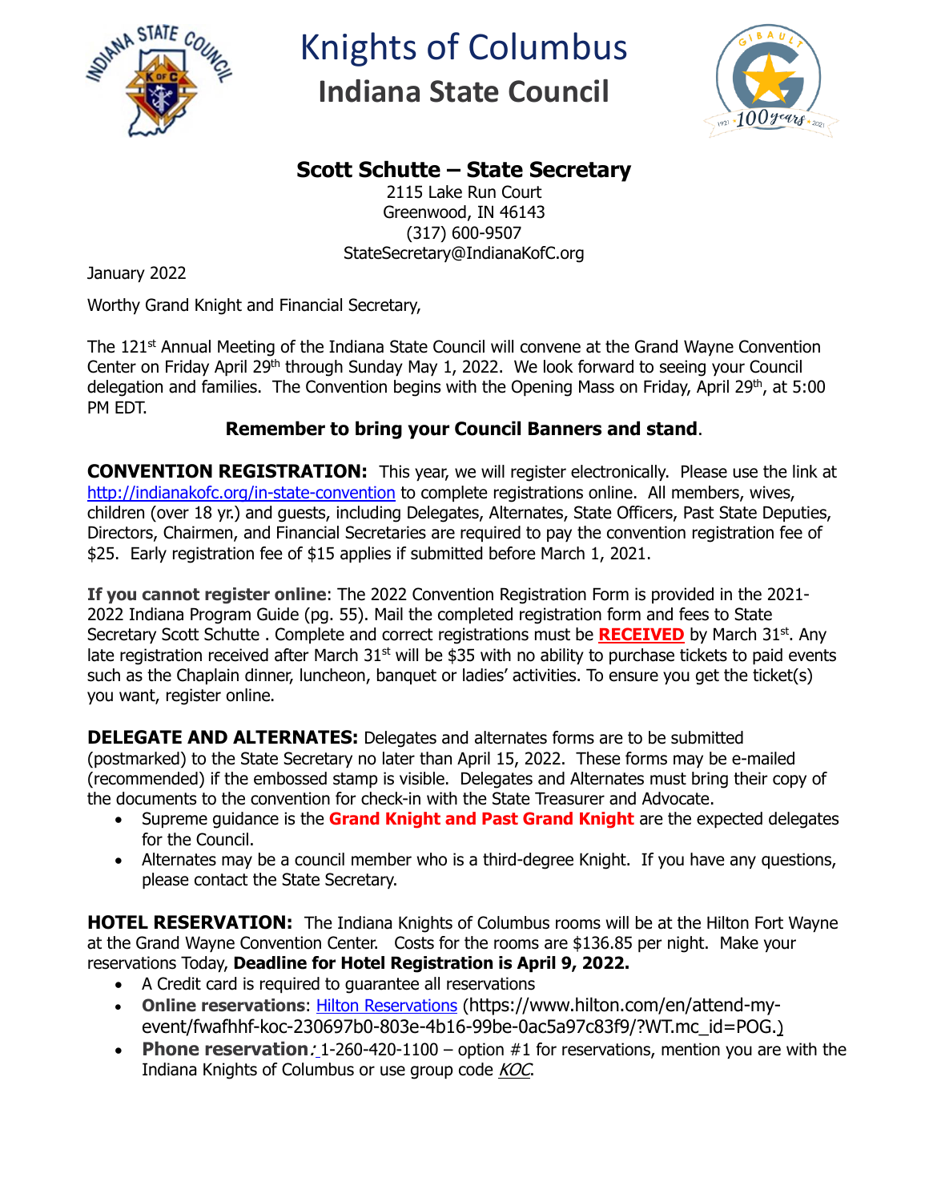# Knights of Columbus

## Indiana State Council

### Scott Schutte – State Secretary

2115 Lake Run Court
Greenwood, IN 46143
(317) 600-9507
StateSecretary@IndianaKofC.org

January 2022

Worthy Grand Knight and Financial Secretary,

The 121st Annual Meeting of the Indiana State Council will convene at the Grand Wayne Convention Center on Friday April 29th through Sunday May 1, 2022. We look forward to seeing your Council delegation and families. The Convention begins with the Opening Mass on Friday, April 29th, at 5:00 PM EDT.

**Remember to bring your Council Banners and stand**.

**CONVENTION REGISTRATION:** This year, we will register electronically. Please use the link at http://indianakofc.org/in-state-convention to complete registrations online. All members, wives, children (over 18 yr.) and guests, including Delegates, Alternates, State Officers, Past State Deputies, Directors, Chairmen, and Financial Secretaries are required to pay the convention registration fee of $25. Early registration fee of $15 applies if submitted before March 1, 2021.

**If you cannot register online**: The 2022 Convention Registration Form is provided in the 2021-2022 Indiana Program Guide (pg. 55). Mail the completed registration form and fees to State Secretary Scott Schutte . Complete and correct registrations must be **RECEIVED** by March 31st. Any late registration received after March 31st will be $35 with no ability to purchase tickets to paid events such as the Chaplain dinner, luncheon, banquet or ladies' activities. To ensure you get the ticket(s) you want, register online.

**DELEGATE AND ALTERNATES:** Delegates and alternates forms are to be submitted (postmarked) to the State Secretary no later than April 15, 2022. These forms may be e-mailed (recommended) if the embossed stamp is visible. Delegates and Alternates must bring their copy of the documents to the convention for check-in with the State Treasurer and Advocate.

- Supreme guidance is the **Grand Knight and Past Grand Knight** are the expected delegates for the Council.
- Alternates may be a council member who is a third-degree Knight. If you have any questions, please contact the State Secretary.

**HOTEL RESERVATION:** The Indiana Knights of Columbus rooms will be at the Hilton Fort Wayne at the Grand Wayne Convention Center. Costs for the rooms are $136.85 per night. Make your reservations Today, **Deadline for Hotel Registration is April 9, 2022.**

- A Credit card is required to guarantee all reservations
- **Online reservations**: Hilton Reservations (https://www.hilton.com/en/attend-my-event/fwafhhf-koc-230697b0-803e-4b16-99be-0ac5a97c83f9/?WT.mc_id=POG.)
- **Phone reservation**: 1-260-420-1100 – option #1 for reservations, mention you are with the Indiana Knights of Columbus or use group code *KOC*.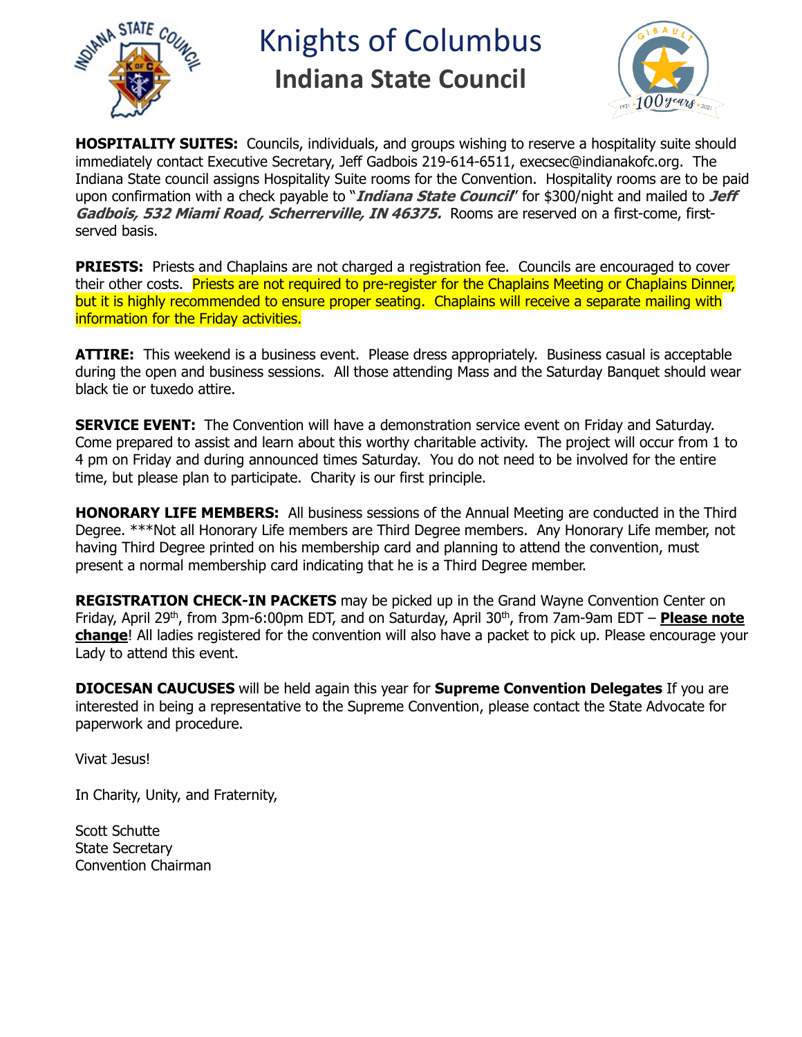# Knights of Columbus
## Indiana State Council

**HOSPITALITY SUITES:** Councils, individuals, and groups wishing to reserve a hospitality suite should immediately contact Executive Secretary, Jeff Gadbois 219-614-6511, execsec@indianakofc.org. The Indiana State council assigns Hospitality Suite rooms for the Convention. Hospitality rooms are to be paid upon confirmation with a check payable to "***Indiana State Council***" for $300/night and mailed to ***Jeff Gadbois, 532 Miami Road, Scherrerville, IN 46375.*** Rooms are reserved on a first-come, first-served basis.

**PRIESTS:** Priests and Chaplains are not charged a registration fee. Councils are encouraged to cover their other costs. Priests are not required to pre-register for the Chaplains Meeting or Chaplains Dinner, but it is highly recommended to ensure proper seating. Chaplains will receive a separate mailing with information for the Friday activities.

**ATTIRE:** This weekend is a business event. Please dress appropriately. Business casual is acceptable during the open and business sessions. All those attending Mass and the Saturday Banquet should wear black tie or tuxedo attire.

**SERVICE EVENT:** The Convention will have a demonstration service event on Friday and Saturday. Come prepared to assist and learn about this worthy charitable activity. The project will occur from 1 to 4 pm on Friday and during announced times Saturday. You do not need to be involved for the entire time, but please plan to participate. Charity is our first principle.

**HONORARY LIFE MEMBERS:** All business sessions of the Annual Meeting are conducted in the Third Degree. ***Not all Honorary Life members are Third Degree members. Any Honorary Life member, not having Third Degree printed on his membership card and planning to attend the convention, must present a normal membership card indicating that he is a Third Degree member.

**REGISTRATION CHECK-IN PACKETS** may be picked up in the Grand Wayne Convention Center on Friday, April 29th, from 3pm-6:00pm EDT, and on Saturday, April 30th, from 7am-9am EDT – **<u>Please note change</u>**! All ladies registered for the convention will also have a packet to pick up. Please encourage your Lady to attend this event.

**DIOCESAN CAUCUSES** will be held again this year for **Supreme Convention Delegates** If you are interested in being a representative to the Supreme Convention, please contact the State Advocate for paperwork and procedure.

Vivat Jesus!

In Charity, Unity, and Fraternity,

Scott Schutte  
State Secretary  
Convention Chairman